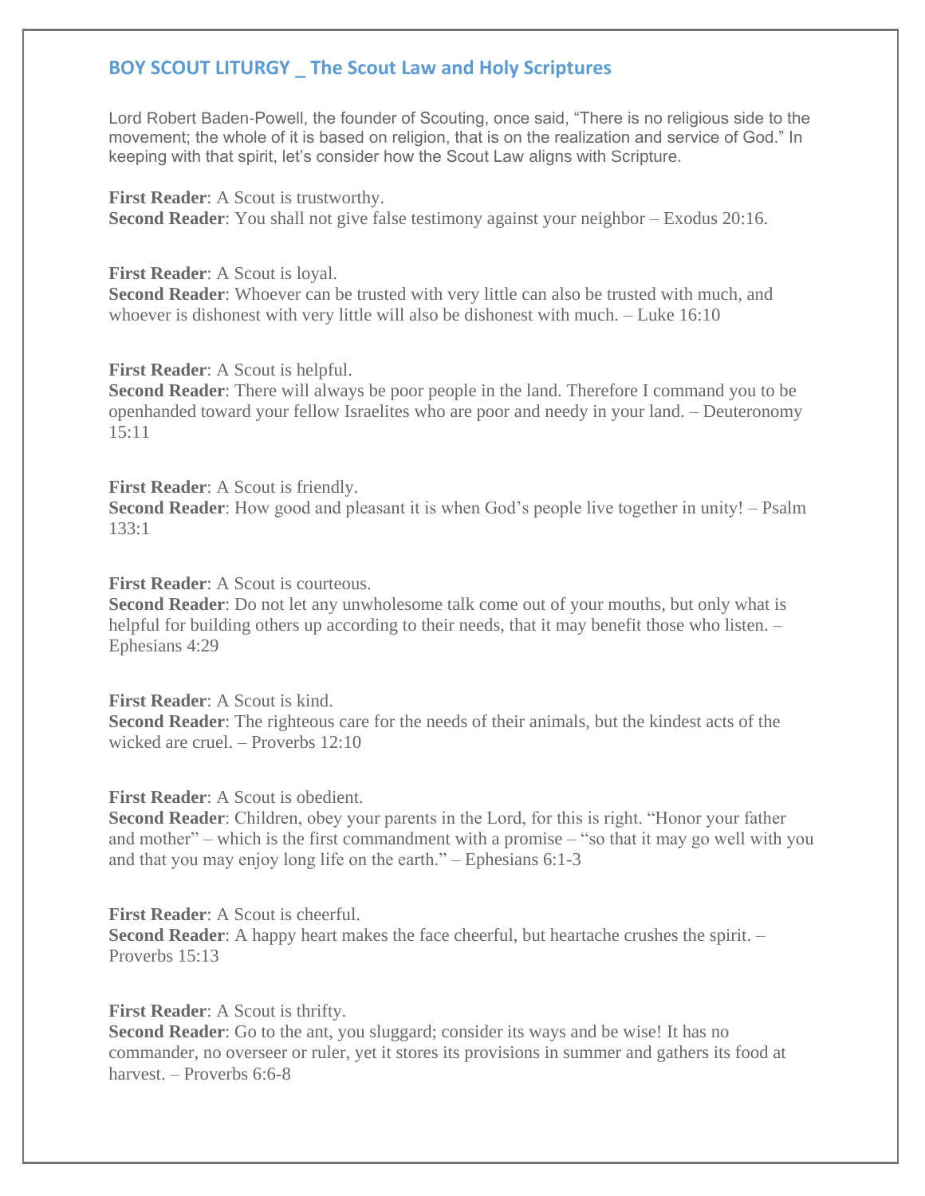## BOY SCOUT LITURGY _ The Scout Law and Holy Scriptures

Lord Robert Baden-Powell, the founder of Scouting, once said, “There is no religious side to the movement; the whole of it is based on religion, that is on the realization and service of God.” In keeping with that spirit, let’s consider how the Scout Law aligns with Scripture.

**First Reader**: A Scout is trustworthy.
**Second Reader**: You shall not give false testimony against your neighbor – Exodus 20:16.

**First Reader**: A Scout is loyal.
**Second Reader**: Whoever can be trusted with very little can also be trusted with much, and whoever is dishonest with very little will also be dishonest with much. – Luke 16:10

**First Reader**: A Scout is helpful.
**Second Reader**: There will always be poor people in the land. Therefore I command you to be openhanded toward your fellow Israelites who are poor and needy in your land. – Deuteronomy 15:11

**First Reader**: A Scout is friendly.
**Second Reader**: How good and pleasant it is when God’s people live together in unity! – Psalm 133:1

**First Reader**: A Scout is courteous.
**Second Reader**: Do not let any unwholesome talk come out of your mouths, but only what is helpful for building others up according to their needs, that it may benefit those who listen. – Ephesians 4:29

**First Reader**: A Scout is kind.
**Second Reader**: The righteous care for the needs of their animals, but the kindest acts of the wicked are cruel. – Proverbs 12:10

**First Reader**: A Scout is obedient.
**Second Reader**: Children, obey your parents in the Lord, for this is right. “Honor your father and mother” – which is the first commandment with a promise – “so that it may go well with you and that you may enjoy long life on the earth.” – Ephesians 6:1-3

**First Reader**: A Scout is cheerful.
**Second Reader**: A happy heart makes the face cheerful, but heartache crushes the spirit. – Proverbs 15:13

**First Reader**: A Scout is thrifty.
**Second Reader**: Go to the ant, you sluggard; consider its ways and be wise! It has no commander, no overseer or ruler, yet it stores its provisions in summer and gathers its food at harvest. – Proverbs 6:6-8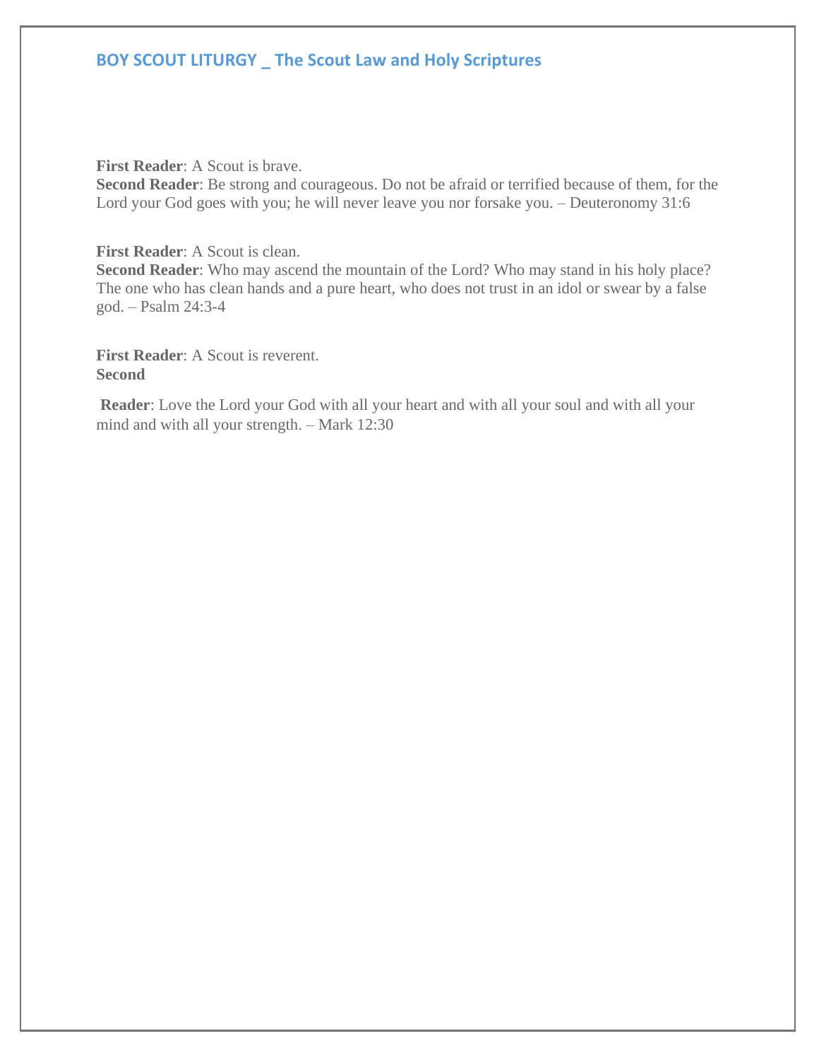## BOY SCOUT LITURGY _ The Scout Law and Holy Scriptures

**First Reader**: A Scout is brave.
**Second Reader**: Be strong and courageous. Do not be afraid or terrified because of them, for the Lord your God goes with you; he will never leave you nor forsake you. – Deuteronomy 31:6

**First Reader**: A Scout is clean.
**Second Reader**: Who may ascend the mountain of the Lord? Who may stand in his holy place? The one who has clean hands and a pure heart, who does not trust in an idol or swear by a false god. – Psalm 24:3-4

**First Reader**: A Scout is reverent.
**Second Reader**: Love the Lord your God with all your heart and with all your soul and with all your mind and with all your strength. – Mark 12:30